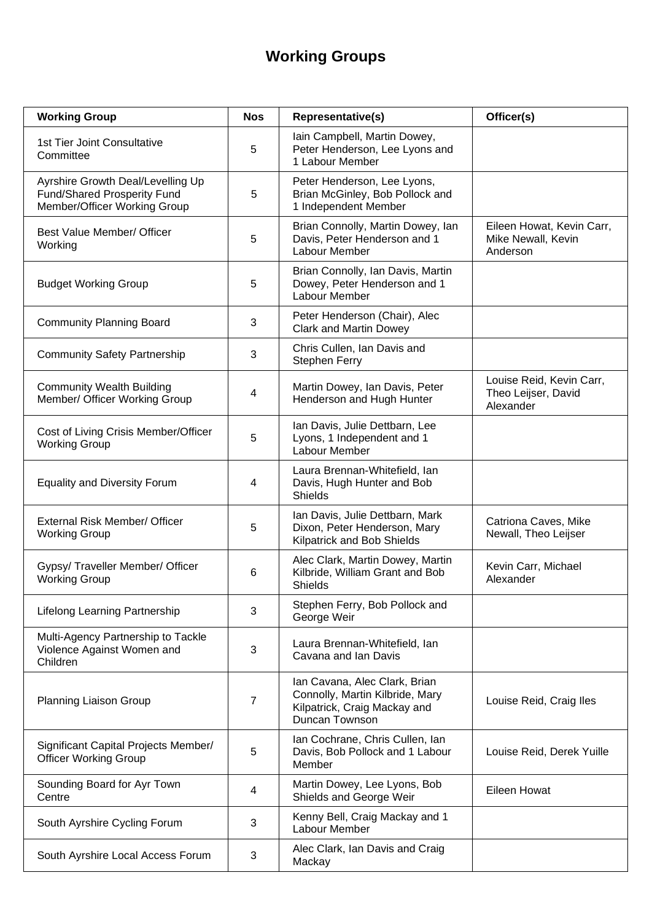# Working Groups

| Working Group | Nos | Representative(s) | Officer(s) |
|---|---|---|---|
| 1st Tier Joint Consultative Committee | 5 | Iain Campbell, Martin Dowey, Peter Henderson, Lee Lyons and 1 Labour Member | |
| Ayrshire Growth Deal/Levelling Up Fund/Shared Prosperity Fund Member/Officer Working Group | 5 | Peter Henderson, Lee Lyons, Brian McGinley, Bob Pollock and 1 Independent Member | |
| Best Value Member/ Officer Working | 5 | Brian Connolly, Martin Dowey, Ian Davis, Peter Henderson and 1 Labour Member | Eileen Howat, Kevin Carr, Mike Newall, Kevin Anderson |
| Budget Working Group | 5 | Brian Connolly, Ian Davis, Martin Dowey, Peter Henderson and 1 Labour Member | |
| Community Planning Board | 3 | Peter Henderson (Chair), Alec Clark and Martin Dowey | |
| Community Safety Partnership | 3 | Chris Cullen, Ian Davis and Stephen Ferry | |
| Community Wealth Building Member/ Officer Working Group | 4 | Martin Dowey, Ian Davis, Peter Henderson and Hugh Hunter | Louise Reid, Kevin Carr, Theo Leijser, David Alexander |
| Cost of Living Crisis Member/Officer Working Group | 5 | Ian Davis, Julie Dettbarn, Lee Lyons, 1 Independent and 1 Labour Member | |
| Equality and Diversity Forum | 4 | Laura Brennan-Whitefield, Ian Davis, Hugh Hunter and Bob Shields | |
| External Risk Member/ Officer Working Group | 5 | Ian Davis, Julie Dettbarn, Mark Dixon, Peter Henderson, Mary Kilpatrick and Bob Shields | Catriona Caves, Mike Newall, Theo Leijser |
| Gypsy/ Traveller Member/ Officer Working Group | 6 | Alec Clark, Martin Dowey, Martin Kilbride, William Grant and Bob Shields | Kevin Carr, Michael Alexander |
| Lifelong Learning Partnership | 3 | Stephen Ferry, Bob Pollock and George Weir | |
| Multi-Agency Partnership to Tackle Violence Against Women and Children | 3 | Laura Brennan-Whitefield, Ian Cavana and Ian Davis | |
| Planning Liaison Group | 7 | Ian Cavana, Alec Clark, Brian Connolly, Martin Kilbride, Mary Kilpatrick, Craig Mackay and Duncan Townson | Louise Reid, Craig Iles |
| Significant Capital Projects Member/ Officer Working Group | 5 | Ian Cochrane, Chris Cullen, Ian Davis, Bob Pollock and 1 Labour Member | Louise Reid, Derek Yuille |
| Sounding Board for Ayr Town Centre | 4 | Martin Dowey, Lee Lyons, Bob Shields and George Weir | Eileen Howat |
| South Ayrshire Cycling Forum | 3 | Kenny Bell, Craig Mackay and 1 Labour Member | |
| South Ayrshire Local Access Forum | 3 | Alec Clark, Ian Davis and Craig Mackay | |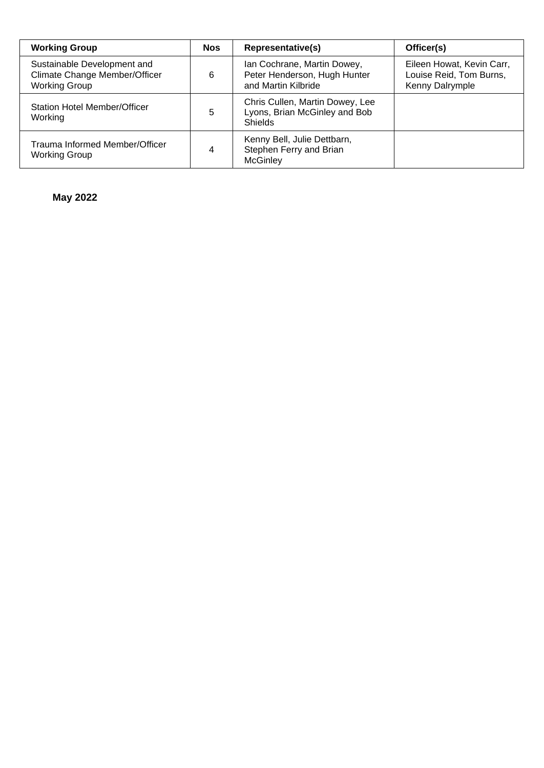| Working Group | Nos | Representative(s) | Officer(s) |
|---|---|---|---|
| Sustainable Development and Climate Change Member/Officer Working Group | 6 | Ian Cochrane, Martin Dowey, Peter Henderson, Hugh Hunter and Martin Kilbride | Eileen Howat, Kevin Carr, Louise Reid, Tom Burns, Kenny Dalrymple |
| Station Hotel Member/Officer Working | 5 | Chris Cullen, Martin Dowey, Lee Lyons, Brian McGinley and Bob Shields | |
| Trauma Informed Member/Officer Working Group | 4 | Kenny Bell, Julie Dettbarn, Stephen Ferry and Brian McGinley | |

**May 2022**